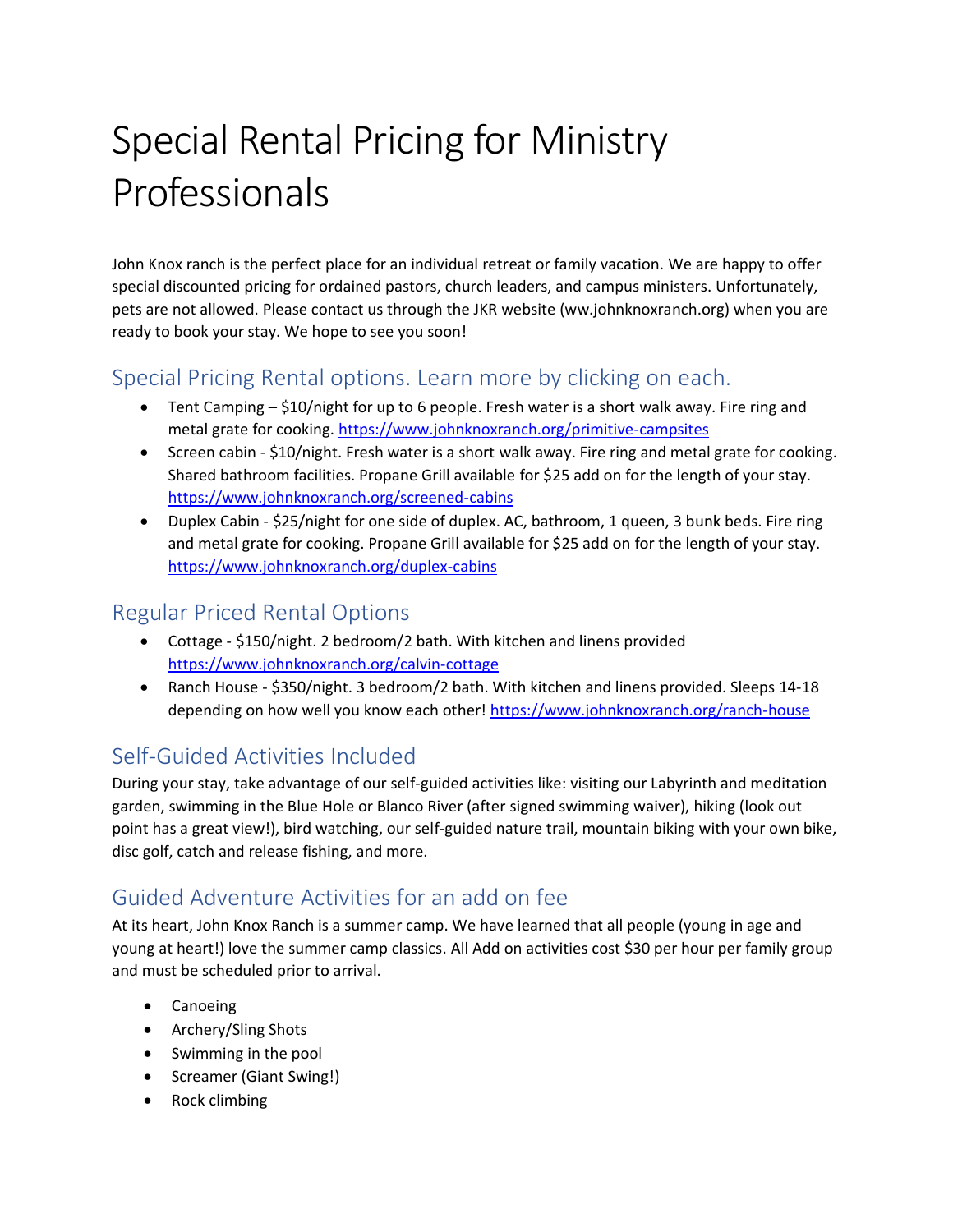# Special Rental Pricing for Ministry Professionals

John Knox ranch is the perfect place for an individual retreat or family vacation. We are happy to offer special discounted pricing for ordained pastors, church leaders, and campus ministers. Unfortunately, pets are not allowed. Please contact us through the JKR website (ww.johnknoxranch.org) when you are ready to book your stay. We hope to see you soon!

## Special Pricing Rental options. Learn more by clicking on each.

- Tent Camping – $10/night for up to 6 people. Fresh water is a short walk away. Fire ring and metal grate for cooking. https://www.johnknoxranch.org/primitive-campsites
- Screen cabin - $10/night. Fresh water is a short walk away. Fire ring and metal grate for cooking. Shared bathroom facilities. Propane Grill available for $25 add on for the length of your stay. https://www.johnknoxranch.org/screened-cabins
- Duplex Cabin - $25/night for one side of duplex. AC, bathroom, 1 queen, 3 bunk beds. Fire ring and metal grate for cooking. Propane Grill available for $25 add on for the length of your stay. https://www.johnknoxranch.org/duplex-cabins

## Regular Priced Rental Options

- Cottage - $150/night. 2 bedroom/2 bath. With kitchen and linens provided https://www.johnknoxranch.org/calvin-cottage
- Ranch House - $350/night. 3 bedroom/2 bath. With kitchen and linens provided. Sleeps 14-18 depending on how well you know each other! https://www.johnknoxranch.org/ranch-house

## Self-Guided Activities Included

During your stay, take advantage of our self-guided activities like: visiting our Labyrinth and meditation garden, swimming in the Blue Hole or Blanco River (after signed swimming waiver), hiking (look out point has a great view!), bird watching, our self-guided nature trail, mountain biking with your own bike, disc golf, catch and release fishing, and more.

## Guided Adventure Activities for an add on fee

At its heart, John Knox Ranch is a summer camp. We have learned that all people (young in age and young at heart!) love the summer camp classics. All Add on activities cost $30 per hour per family group and must be scheduled prior to arrival.

- Canoeing
- Archery/Sling Shots
- Swimming in the pool
- Screamer (Giant Swing!)
- Rock climbing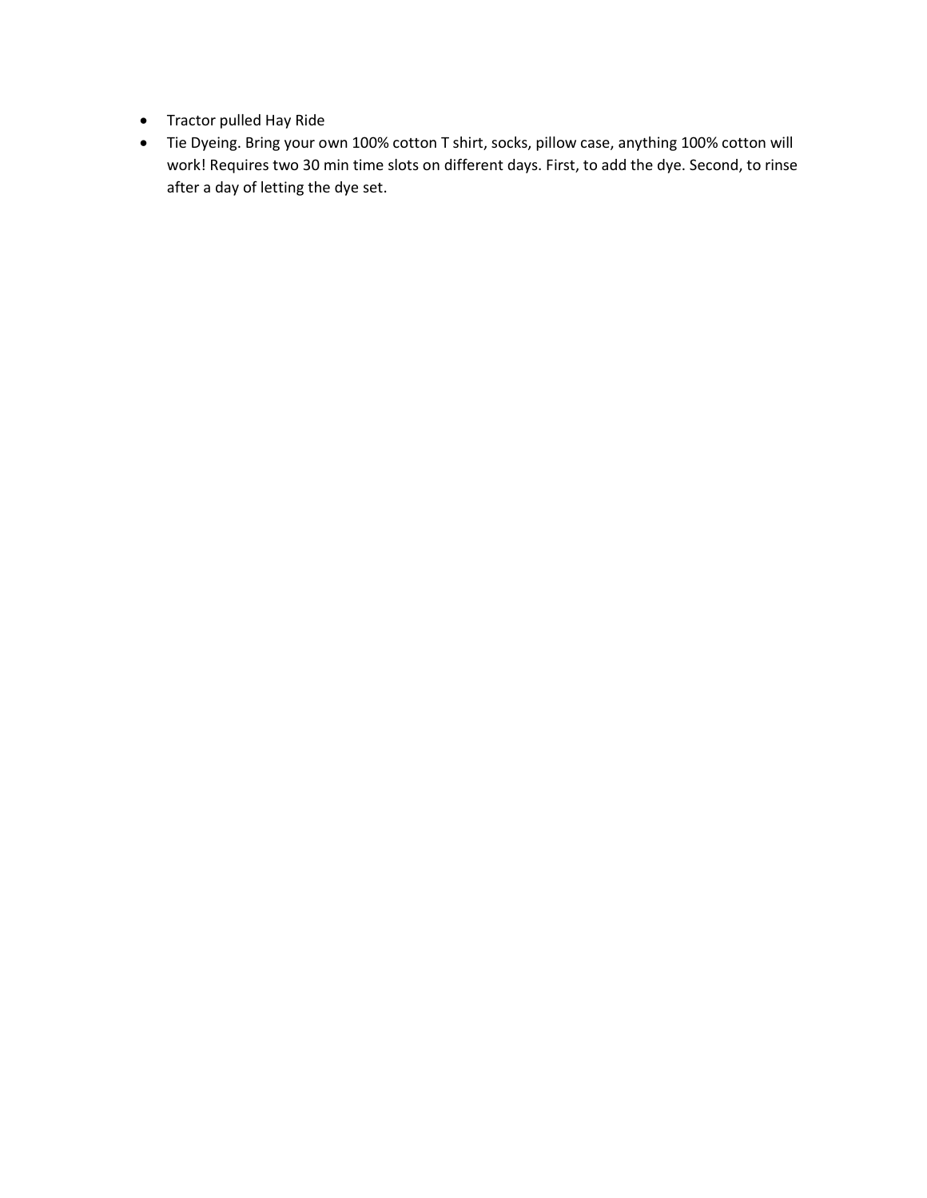- Tractor pulled Hay Ride
- Tie Dyeing. Bring your own 100% cotton T shirt, socks, pillow case, anything 100% cotton will work! Requires two 30 min time slots on different days. First, to add the dye. Second, to rinse after a day of letting the dye set.